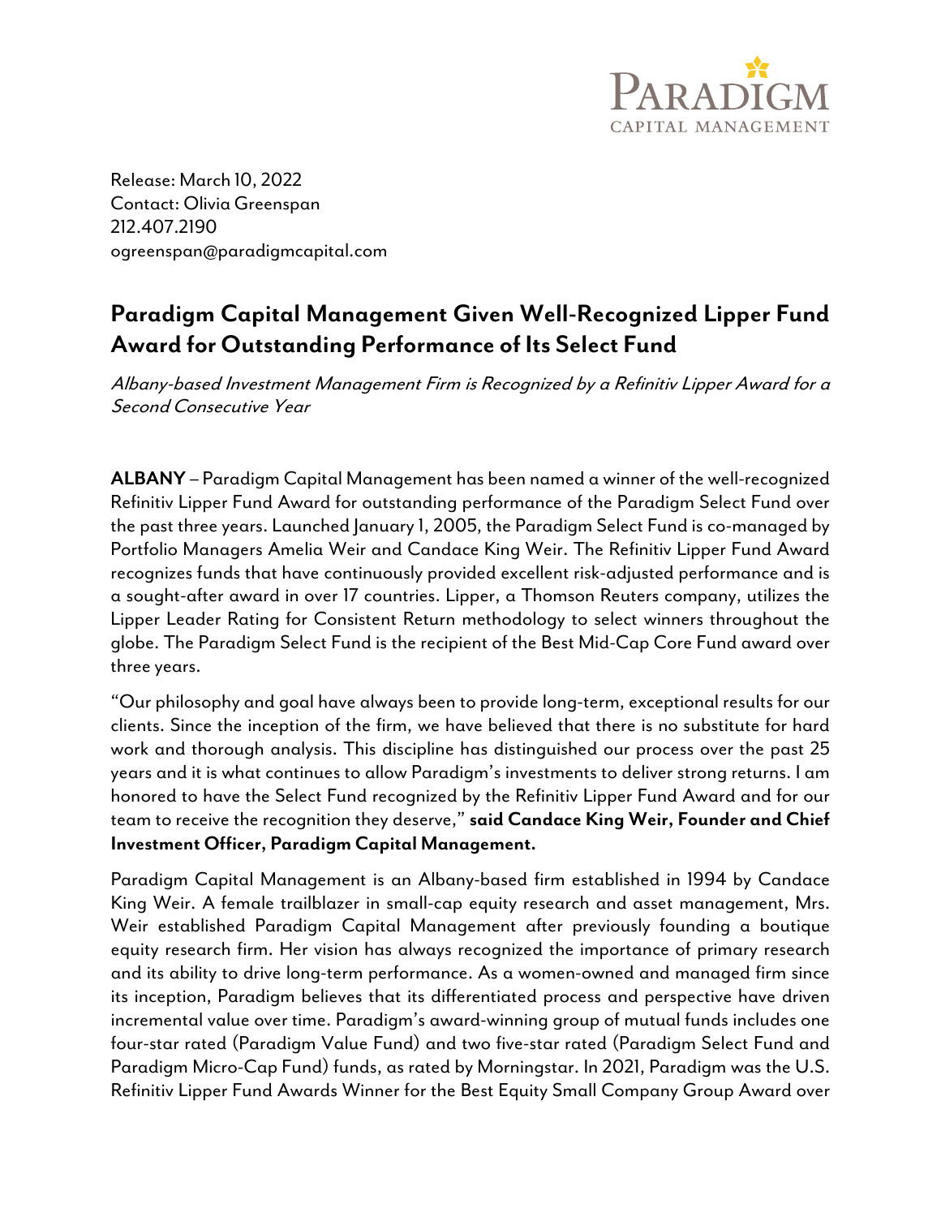PARADIGM
CAPITAL MANAGEMENT

Release: March 10, 2022
Contact: Olivia Greenspan
212.407.2190
ogreenspan@paradigmcapital.com

# Paradigm Capital Management Given Well-Recognized Lipper Fund Award for Outstanding Performance of Its Select Fund

*Albany-based Investment Management Firm is Recognized by a Refinitiv Lipper Award for a Second Consecutive Year*

**ALBANY** – Paradigm Capital Management has been named a winner of the well-recognized Refinitiv Lipper Fund Award for outstanding performance of the Paradigm Select Fund over the past three years. Launched January 1, 2005, the Paradigm Select Fund is co-managed by Portfolio Managers Amelia Weir and Candace King Weir. The Refinitiv Lipper Fund Award recognizes funds that have continuously provided excellent risk-adjusted performance and is a sought-after award in over 17 countries. Lipper, a Thomson Reuters company, utilizes the Lipper Leader Rating for Consistent Return methodology to select winners throughout the globe. The Paradigm Select Fund is the recipient of the Best Mid-Cap Core Fund award over three years.

"Our philosophy and goal have always been to provide long-term, exceptional results for our clients. Since the inception of the firm, we have believed that there is no substitute for hard work and thorough analysis. This discipline has distinguished our process over the past 25 years and it is what continues to allow Paradigm's investments to deliver strong returns. I am honored to have the Select Fund recognized by the Refinitiv Lipper Fund Award and for our team to receive the recognition they deserve," **said Candace King Weir, Founder and Chief Investment Officer, Paradigm Capital Management.**

Paradigm Capital Management is an Albany-based firm established in 1994 by Candace King Weir. A female trailblazer in small-cap equity research and asset management, Mrs. Weir established Paradigm Capital Management after previously founding a boutique equity research firm. Her vision has always recognized the importance of primary research and its ability to drive long-term performance. As a women-owned and managed firm since its inception, Paradigm believes that its differentiated process and perspective have driven incremental value over time. Paradigm's award-winning group of mutual funds includes one four-star rated (Paradigm Value Fund) and two five-star rated (Paradigm Select Fund and Paradigm Micro-Cap Fund) funds, as rated by Morningstar. In 2021, Paradigm was the U.S. Refinitiv Lipper Fund Awards Winner for the Best Equity Small Company Group Award over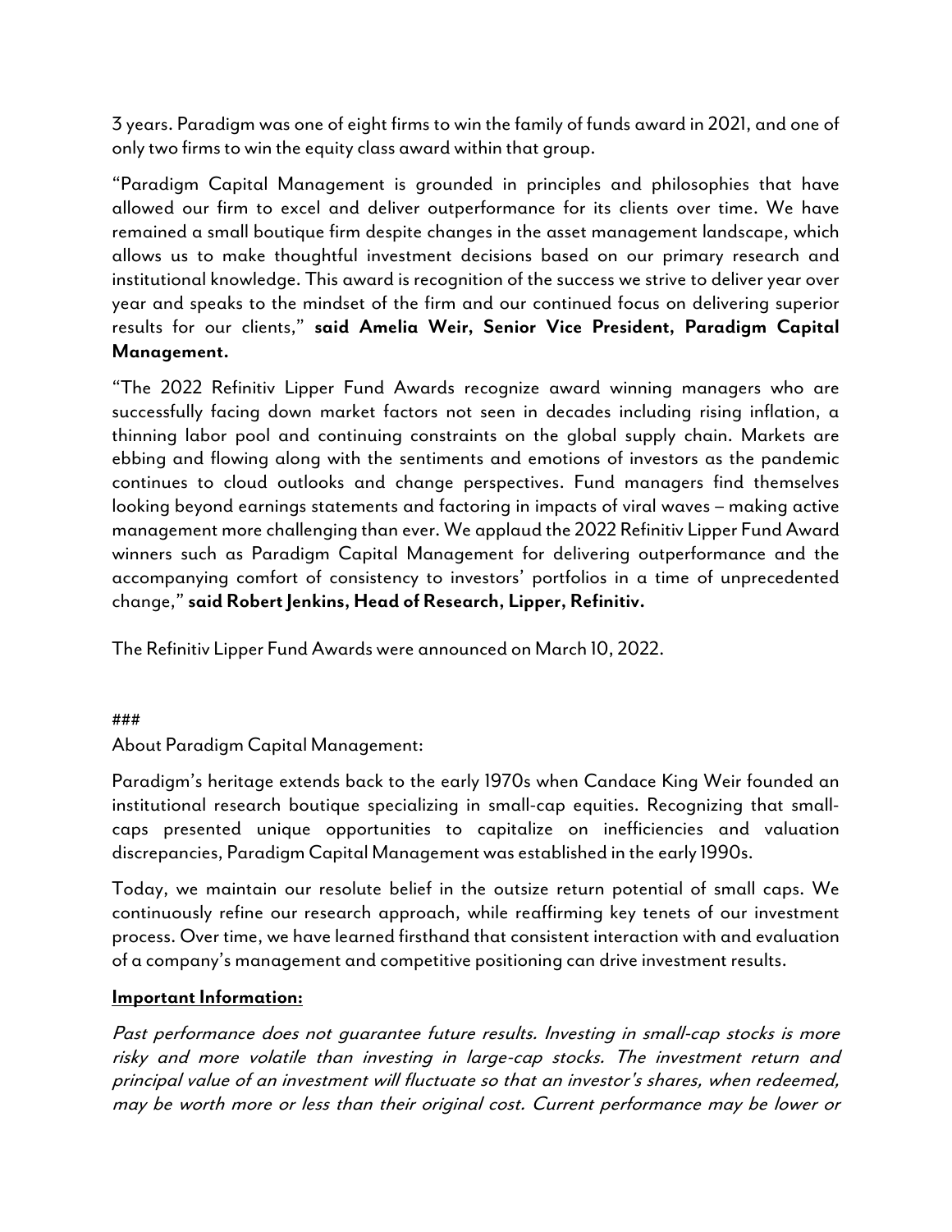3 years. Paradigm was one of eight firms to win the family of funds award in 2021, and one of only two firms to win the equity class award within that group.

"Paradigm Capital Management is grounded in principles and philosophies that have allowed our firm to excel and deliver outperformance for its clients over time. We have remained a small boutique firm despite changes in the asset management landscape, which allows us to make thoughtful investment decisions based on our primary research and institutional knowledge. This award is recognition of the success we strive to deliver year over year and speaks to the mindset of the firm and our continued focus on delivering superior results for our clients," **said Amelia Weir, Senior Vice President, Paradigm Capital Management.**

"The 2022 Refinitiv Lipper Fund Awards recognize award winning managers who are successfully facing down market factors not seen in decades including rising inflation, a thinning labor pool and continuing constraints on the global supply chain. Markets are ebbing and flowing along with the sentiments and emotions of investors as the pandemic continues to cloud outlooks and change perspectives. Fund managers find themselves looking beyond earnings statements and factoring in impacts of viral waves – making active management more challenging than ever. We applaud the 2022 Refinitiv Lipper Fund Award winners such as Paradigm Capital Management for delivering outperformance and the accompanying comfort of consistency to investors' portfolios in a time of unprecedented change," **said Robert Jenkins, Head of Research, Lipper, Refinitiv.**

The Refinitiv Lipper Fund Awards were announced on March 10, 2022.

###

About Paradigm Capital Management:

Paradigm's heritage extends back to the early 1970s when Candace King Weir founded an institutional research boutique specializing in small-cap equities. Recognizing that small-caps presented unique opportunities to capitalize on inefficiencies and valuation discrepancies, Paradigm Capital Management was established in the early 1990s.

Today, we maintain our resolute belief in the outsize return potential of small caps. We continuously refine our research approach, while reaffirming key tenets of our investment process. Over time, we have learned firsthand that consistent interaction with and evaluation of a company's management and competitive positioning can drive investment results.

**Important Information:**

*Past performance does not guarantee future results. Investing in small-cap stocks is more risky and more volatile than investing in large-cap stocks. The investment return and principal value of an investment will fluctuate so that an investor's shares, when redeemed, may be worth more or less than their original cost. Current performance may be lower or*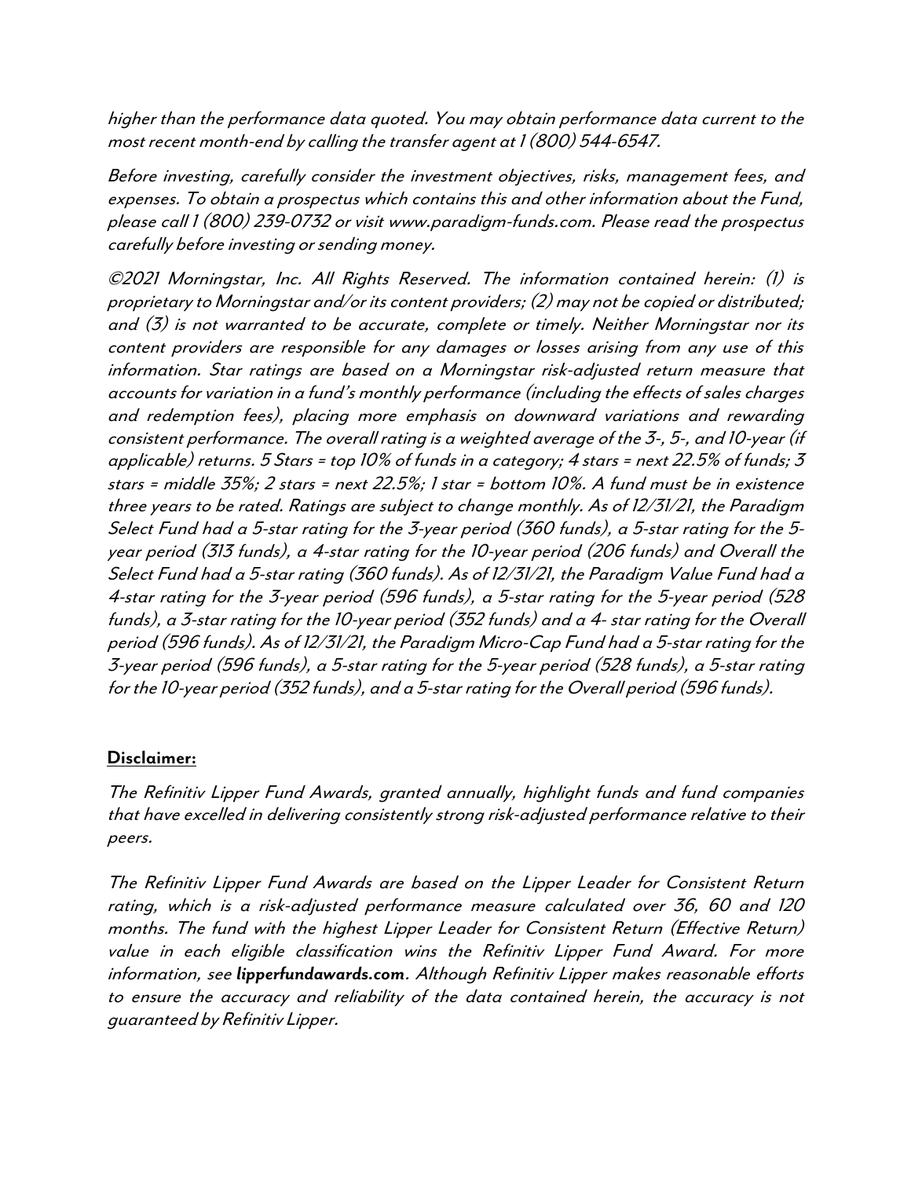*higher than the performance data quoted. You may obtain performance data current to the most recent month-end by calling the transfer agent at 1 (800) 544-6547.*

*Before investing, carefully consider the investment objectives, risks, management fees, and expenses. To obtain a prospectus which contains this and other information about the Fund, please call 1 (800) 239-0732 or visit www.paradigm-funds.com. Please read the prospectus carefully before investing or sending money.*

*©2021 Morningstar, Inc. All Rights Reserved. The information contained herein: (1) is proprietary to Morningstar and/or its content providers; (2) may not be copied or distributed; and (3) is not warranted to be accurate, complete or timely. Neither Morningstar nor its content providers are responsible for any damages or losses arising from any use of this information. Star ratings are based on a Morningstar risk-adjusted return measure that accounts for variation in a fund's monthly performance (including the effects of sales charges and redemption fees), placing more emphasis on downward variations and rewarding consistent performance. The overall rating is a weighted average of the 3-, 5-, and 10-year (if applicable) returns. 5 Stars = top 10% of funds in a category; 4 stars = next 22.5% of funds; 3 stars = middle 35%; 2 stars = next 22.5%; 1 star = bottom 10%. A fund must be in existence three years to be rated. Ratings are subject to change monthly. As of 12/31/21, the Paradigm Select Fund had a 5-star rating for the 3-year period (360 funds), a 5-star rating for the 5-year period (313 funds), a 4-star rating for the 10-year period (206 funds) and Overall the Select Fund had a 5-star rating (360 funds). As of 12/31/21, the Paradigm Value Fund had a 4-star rating for the 3-year period (596 funds), a 5-star rating for the 5-year period (528 funds), a 3-star rating for the 10-year period (352 funds) and a 4- star rating for the Overall period (596 funds). As of 12/31/21, the Paradigm Micro-Cap Fund had a 5-star rating for the 3-year period (596 funds), a 5-star rating for the 5-year period (528 funds), a 5-star rating for the 10-year period (352 funds), and a 5-star rating for the Overall period (596 funds).*

**Disclaimer:**

*The Refinitiv Lipper Fund Awards, granted annually, highlight funds and fund companies that have excelled in delivering consistently strong risk-adjusted performance relative to their peers.*

*The Refinitiv Lipper Fund Awards are based on the Lipper Leader for Consistent Return rating, which is a risk-adjusted performance measure calculated over 36, 60 and 120 months. The fund with the highest Lipper Leader for Consistent Return (Effective Return) value in each eligible classification wins the Refinitiv Lipper Fund Award. For more information, see* **lipperfundawards.com***. Although Refinitiv Lipper makes reasonable efforts to ensure the accuracy and reliability of the data contained herein, the accuracy is not guaranteed by Refinitiv Lipper.*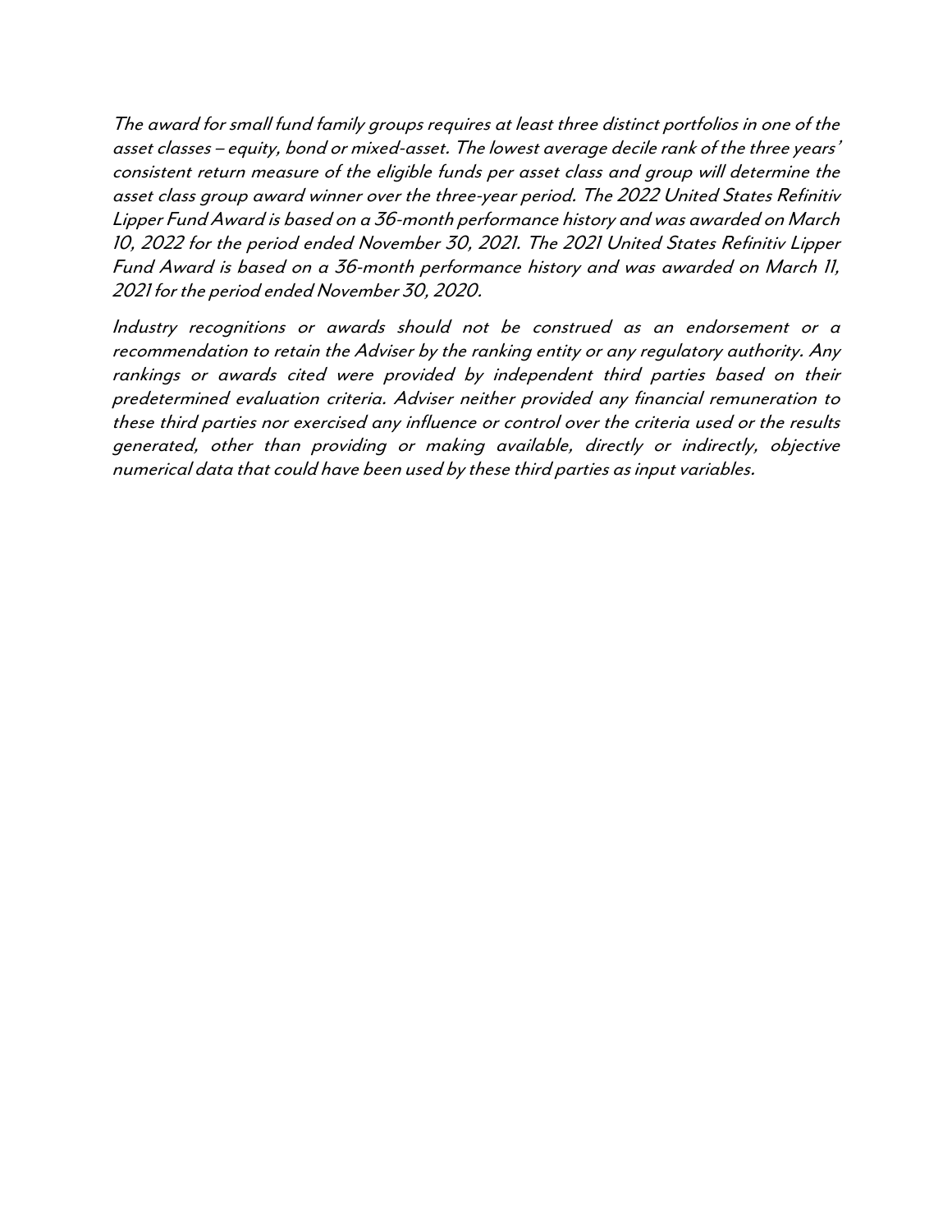*The award for small fund family groups requires at least three distinct portfolios in one of the asset classes – equity, bond or mixed-asset. The lowest average decile rank of the three years' consistent return measure of the eligible funds per asset class and group will determine the asset class group award winner over the three-year period. The 2022 United States Refinitiv Lipper Fund Award is based on a 36-month performance history and was awarded on March 10, 2022 for the period ended November 30, 2021. The 2021 United States Refinitiv Lipper Fund Award is based on a 36-month performance history and was awarded on March 11, 2021 for the period ended November 30, 2020.*

*Industry recognitions or awards should not be construed as an endorsement or a recommendation to retain the Adviser by the ranking entity or any regulatory authority. Any rankings or awards cited were provided by independent third parties based on their predetermined evaluation criteria. Adviser neither provided any financial remuneration to these third parties nor exercised any influence or control over the criteria used or the results generated, other than providing or making available, directly or indirectly, objective numerical data that could have been used by these third parties as input variables.*